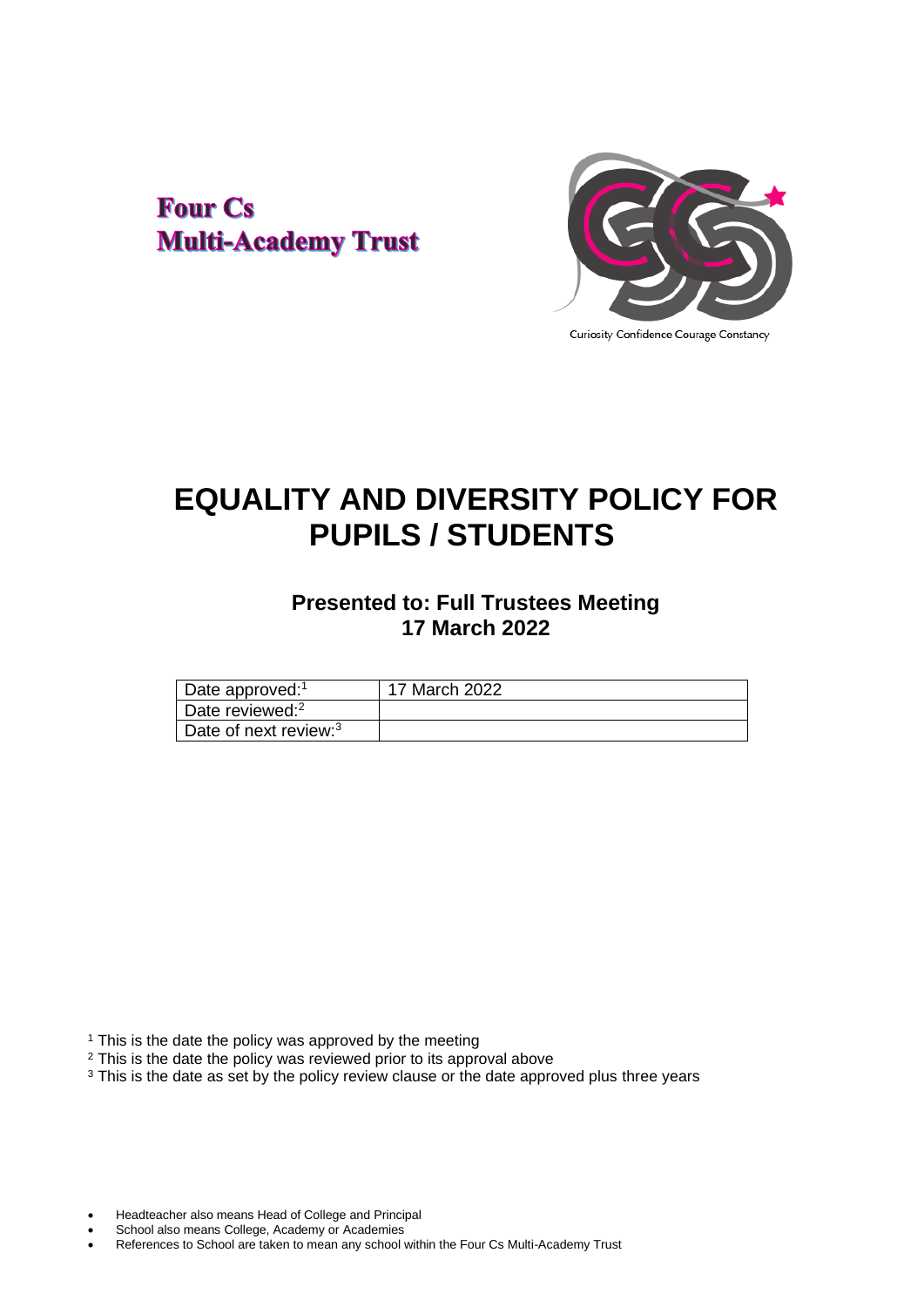**Four Cs Multi-Academy Trust**

Curiosity Confidence Courage Constancy

# EQUALITY AND DIVERSITY POLICY FOR PUPILS / STUDENTS

## Presented to: Full Trustees Meeting 17 March 2022

| Date approved:[1] | 17 March 2022 |
|---|---|
| Date reviewed:[2] | |
| Date of next review:[3] | |

[1] This is the date the policy was approved by the meeting
[2] This is the date the policy was reviewed prior to its approval above
[3] This is the date as set by the policy review clause or the date approved plus three years

- Headteacher also means Head of College and Principal
- School also means College, Academy or Academies
- References to School are taken to mean any school within the Four Cs Multi-Academy Trust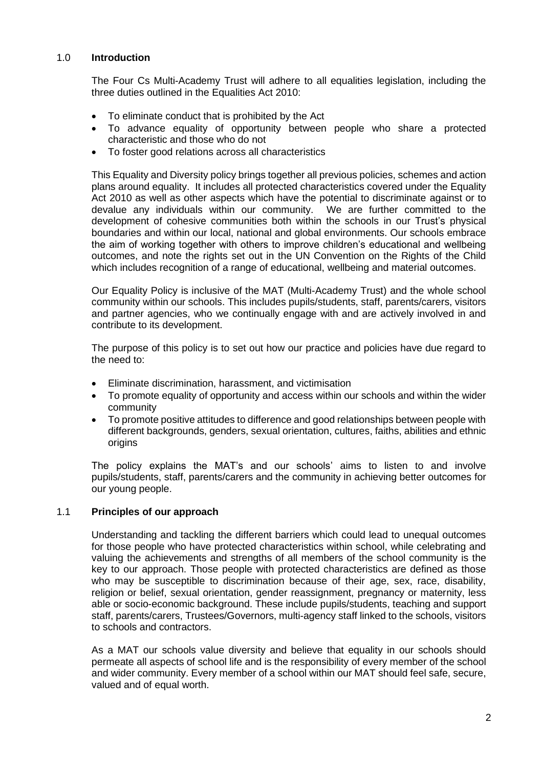## 1.0 Introduction

The Four Cs Multi-Academy Trust will adhere to all equalities legislation, including the three duties outlined in the Equalities Act 2010:

- To eliminate conduct that is prohibited by the Act
- To advance equality of opportunity between people who share a protected characteristic and those who do not
- To foster good relations across all characteristics

This Equality and Diversity policy brings together all previous policies, schemes and action plans around equality. It includes all protected characteristics covered under the Equality Act 2010 as well as other aspects which have the potential to discriminate against or to devalue any individuals within our community. We are further committed to the development of cohesive communities both within the schools in our Trust's physical boundaries and within our local, national and global environments. Our schools embrace the aim of working together with others to improve children's educational and wellbeing outcomes, and note the rights set out in the UN Convention on the Rights of the Child which includes recognition of a range of educational, wellbeing and material outcomes.

Our Equality Policy is inclusive of the MAT (Multi-Academy Trust) and the whole school community within our schools. This includes pupils/students, staff, parents/carers, visitors and partner agencies, who we continually engage with and are actively involved in and contribute to its development.

The purpose of this policy is to set out how our practice and policies have due regard to the need to:

- Eliminate discrimination, harassment, and victimisation
- To promote equality of opportunity and access within our schools and within the wider community
- To promote positive attitudes to difference and good relationships between people with different backgrounds, genders, sexual orientation, cultures, faiths, abilities and ethnic origins

The policy explains the MAT's and our schools' aims to listen to and involve pupils/students, staff, parents/carers and the community in achieving better outcomes for our young people.

## 1.1 Principles of our approach

Understanding and tackling the different barriers which could lead to unequal outcomes for those people who have protected characteristics within school, while celebrating and valuing the achievements and strengths of all members of the school community is the key to our approach. Those people with protected characteristics are defined as those who may be susceptible to discrimination because of their age, sex, race, disability, religion or belief, sexual orientation, gender reassignment, pregnancy or maternity, less able or socio-economic background. These include pupils/students, teaching and support staff, parents/carers, Trustees/Governors, multi-agency staff linked to the schools, visitors to schools and contractors.

As a MAT our schools value diversity and believe that equality in our schools should permeate all aspects of school life and is the responsibility of every member of the school and wider community. Every member of a school within our MAT should feel safe, secure, valued and of equal worth.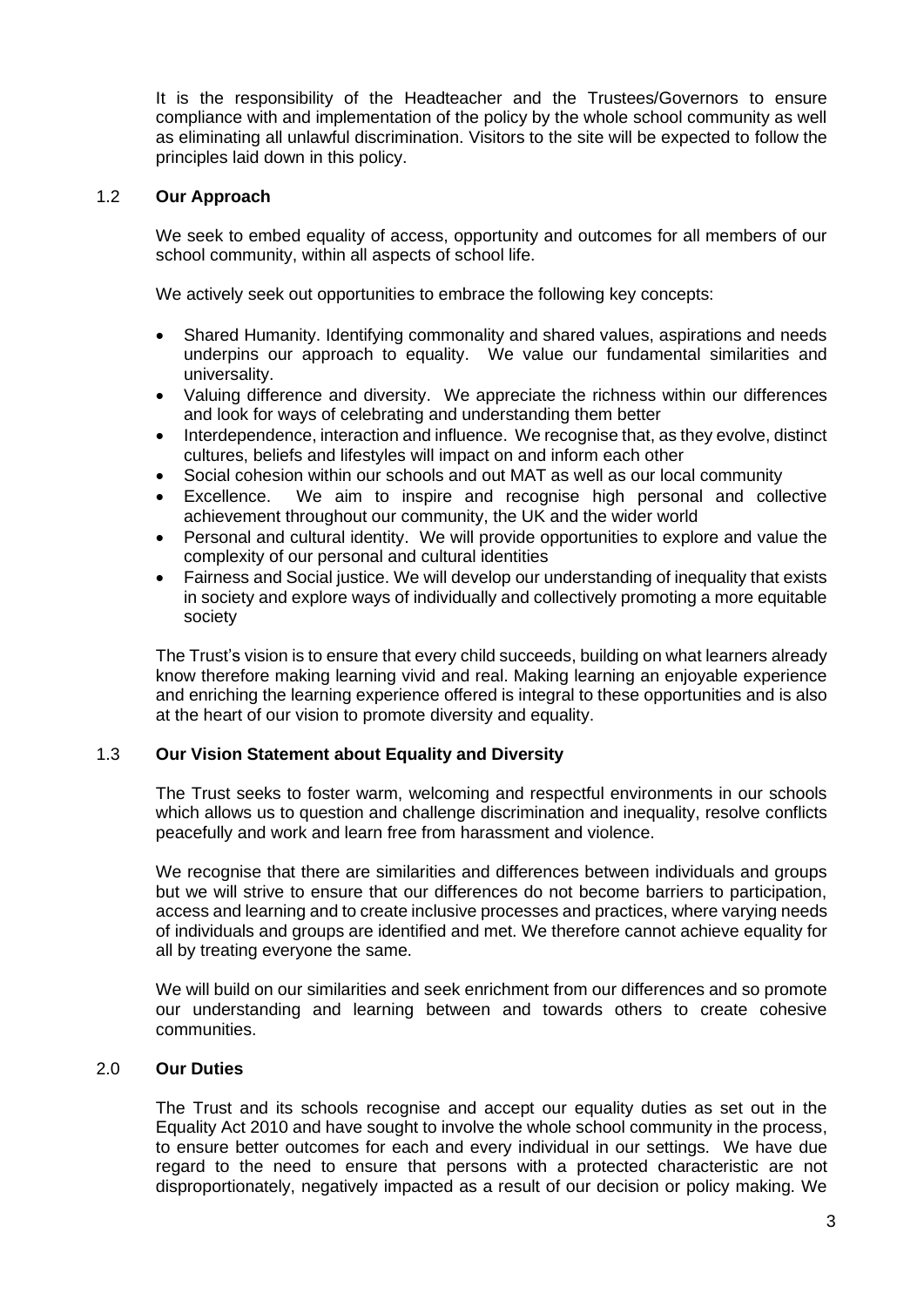It is the responsibility of the Headteacher and the Trustees/Governors to ensure compliance with and implementation of the policy by the whole school community as well as eliminating all unlawful discrimination. Visitors to the site will be expected to follow the principles laid down in this policy.

### 1.2 Our Approach

We seek to embed equality of access, opportunity and outcomes for all members of our school community, within all aspects of school life.

We actively seek out opportunities to embrace the following key concepts:

- Shared Humanity. Identifying commonality and shared values, aspirations and needs underpins our approach to equality. We value our fundamental similarities and universality.
- Valuing difference and diversity. We appreciate the richness within our differences and look for ways of celebrating and understanding them better
- Interdependence, interaction and influence. We recognise that, as they evolve, distinct cultures, beliefs and lifestyles will impact on and inform each other
- Social cohesion within our schools and out MAT as well as our local community
- Excellence. We aim to inspire and recognise high personal and collective achievement throughout our community, the UK and the wider world
- Personal and cultural identity. We will provide opportunities to explore and value the complexity of our personal and cultural identities
- Fairness and Social justice. We will develop our understanding of inequality that exists in society and explore ways of individually and collectively promoting a more equitable society

The Trust's vision is to ensure that every child succeeds, building on what learners already know therefore making learning vivid and real. Making learning an enjoyable experience and enriching the learning experience offered is integral to these opportunities and is also at the heart of our vision to promote diversity and equality.

### 1.3 Our Vision Statement about Equality and Diversity

The Trust seeks to foster warm, welcoming and respectful environments in our schools which allows us to question and challenge discrimination and inequality, resolve conflicts peacefully and work and learn free from harassment and violence.

We recognise that there are similarities and differences between individuals and groups but we will strive to ensure that our differences do not become barriers to participation, access and learning and to create inclusive processes and practices, where varying needs of individuals and groups are identified and met. We therefore cannot achieve equality for all by treating everyone the same.

We will build on our similarities and seek enrichment from our differences and so promote our understanding and learning between and towards others to create cohesive communities.

## 2.0 Our Duties

The Trust and its schools recognise and accept our equality duties as set out in the Equality Act 2010 and have sought to involve the whole school community in the process, to ensure better outcomes for each and every individual in our settings. We have due regard to the need to ensure that persons with a protected characteristic are not disproportionately, negatively impacted as a result of our decision or policy making. We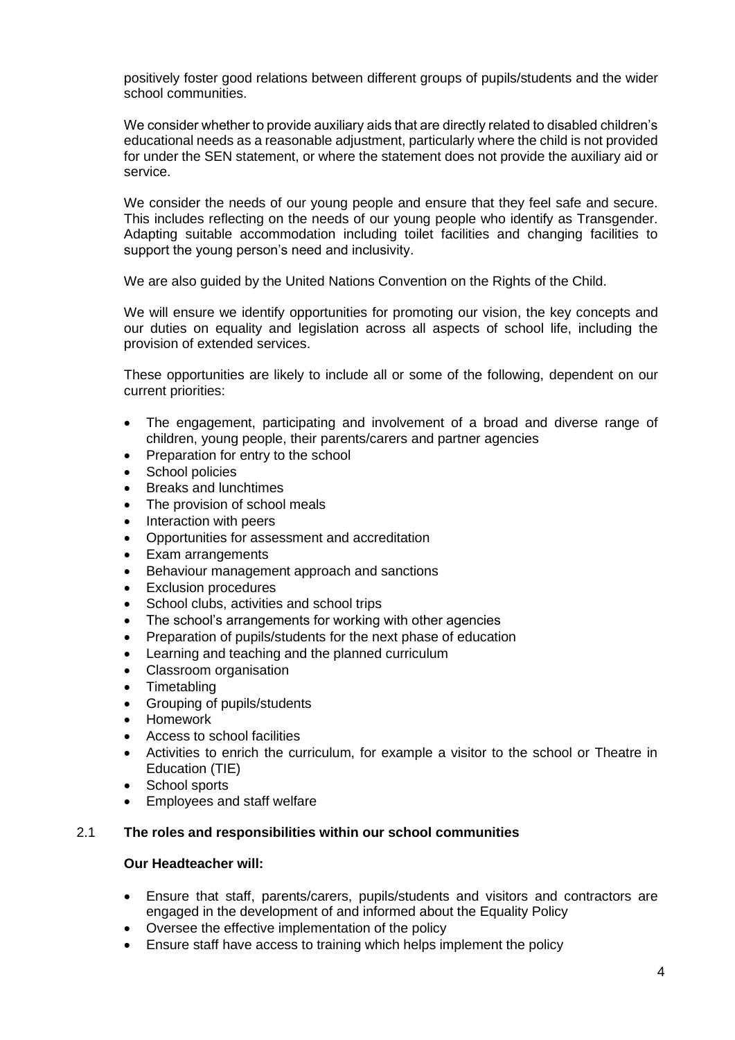positively foster good relations between different groups of pupils/students and the wider school communities.

We consider whether to provide auxiliary aids that are directly related to disabled children's educational needs as a reasonable adjustment, particularly where the child is not provided for under the SEN statement, or where the statement does not provide the auxiliary aid or service.

We consider the needs of our young people and ensure that they feel safe and secure. This includes reflecting on the needs of our young people who identify as Transgender. Adapting suitable accommodation including toilet facilities and changing facilities to support the young person's need and inclusivity.

We are also guided by the United Nations Convention on the Rights of the Child.

We will ensure we identify opportunities for promoting our vision, the key concepts and our duties on equality and legislation across all aspects of school life, including the provision of extended services.

These opportunities are likely to include all or some of the following, dependent on our current priorities:

- The engagement, participating and involvement of a broad and diverse range of children, young people, their parents/carers and partner agencies
- Preparation for entry to the school
- School policies
- Breaks and lunchtimes
- The provision of school meals
- Interaction with peers
- Opportunities for assessment and accreditation
- Exam arrangements
- Behaviour management approach and sanctions
- Exclusion procedures
- School clubs, activities and school trips
- The school's arrangements for working with other agencies
- Preparation of pupils/students for the next phase of education
- Learning and teaching and the planned curriculum
- Classroom organisation
- Timetabling
- Grouping of pupils/students
- Homework
- Access to school facilities
- Activities to enrich the curriculum, for example a visitor to the school or Theatre in Education (TIE)
- School sports
- Employees and staff welfare

## 2.1 The roles and responsibilities within our school communities

**Our Headteacher will:**

- Ensure that staff, parents/carers, pupils/students and visitors and contractors are engaged in the development of and informed about the Equality Policy
- Oversee the effective implementation of the policy
- Ensure staff have access to training which helps implement the policy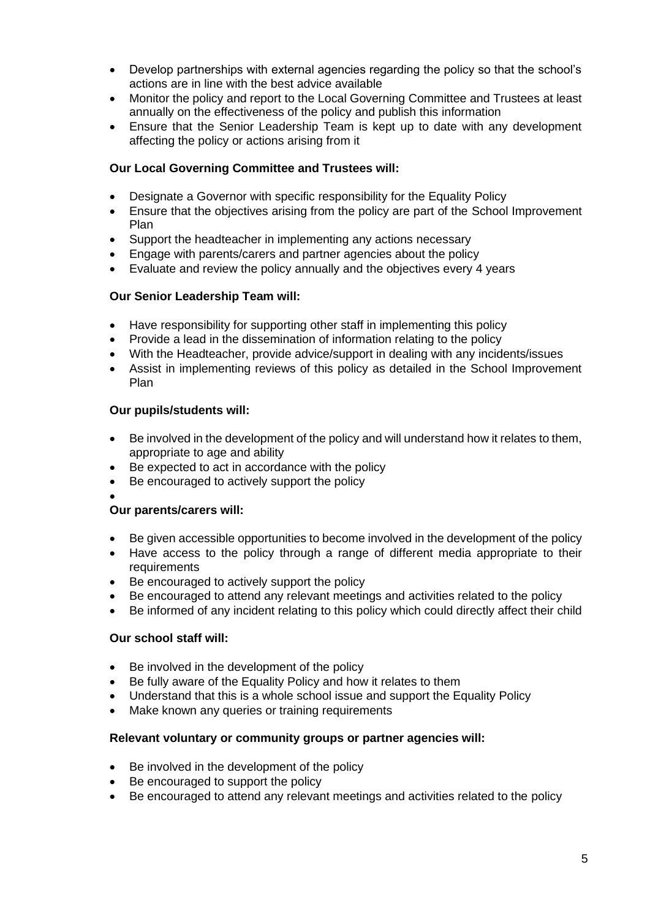- Develop partnerships with external agencies regarding the policy so that the school's actions are in line with the best advice available
- Monitor the policy and report to the Local Governing Committee and Trustees at least annually on the effectiveness of the policy and publish this information
- Ensure that the Senior Leadership Team is kept up to date with any development affecting the policy or actions arising from it

**Our Local Governing Committee and Trustees will:**

- Designate a Governor with specific responsibility for the Equality Policy
- Ensure that the objectives arising from the policy are part of the School Improvement Plan
- Support the headteacher in implementing any actions necessary
- Engage with parents/carers and partner agencies about the policy
- Evaluate and review the policy annually and the objectives every 4 years

**Our Senior Leadership Team will:**

- Have responsibility for supporting other staff in implementing this policy
- Provide a lead in the dissemination of information relating to the policy
- With the Headteacher, provide advice/support in dealing with any incidents/issues
- Assist in implementing reviews of this policy as detailed in the School Improvement Plan

**Our pupils/students will:**

- Be involved in the development of the policy and will understand how it relates to them, appropriate to age and ability
- Be expected to act in accordance with the policy
- Be encouraged to actively support the policy

**Our parents/carers will:**

- Be given accessible opportunities to become involved in the development of the policy
- Have access to the policy through a range of different media appropriate to their requirements
- Be encouraged to actively support the policy
- Be encouraged to attend any relevant meetings and activities related to the policy
- Be informed of any incident relating to this policy which could directly affect their child

**Our school staff will:**

- Be involved in the development of the policy
- Be fully aware of the Equality Policy and how it relates to them
- Understand that this is a whole school issue and support the Equality Policy
- Make known any queries or training requirements

**Relevant voluntary or community groups or partner agencies will:**

- Be involved in the development of the policy
- Be encouraged to support the policy
- Be encouraged to attend any relevant meetings and activities related to the policy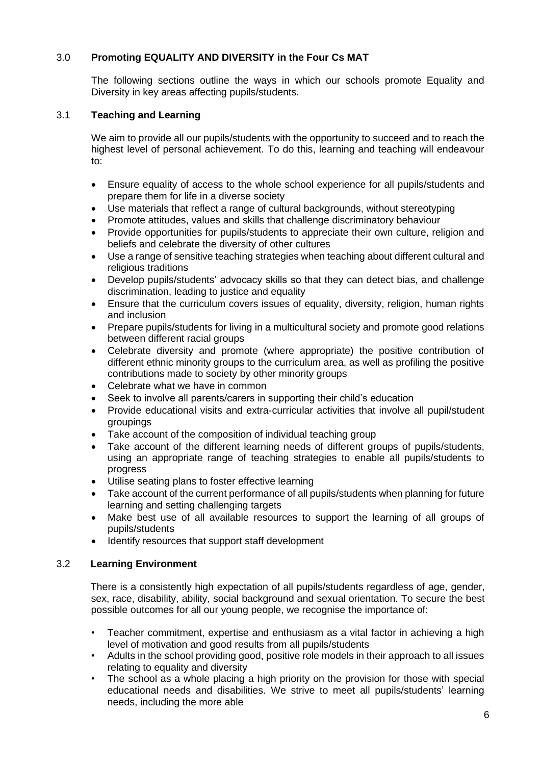## 3.0 Promoting EQUALITY AND DIVERSITY in the Four Cs MAT

The following sections outline the ways in which our schools promote Equality and Diversity in key areas affecting pupils/students.

### 3.1 Teaching and Learning

We aim to provide all our pupils/students with the opportunity to succeed and to reach the highest level of personal achievement. To do this, learning and teaching will endeavour to:

- Ensure equality of access to the whole school experience for all pupils/students and prepare them for life in a diverse society
- Use materials that reflect a range of cultural backgrounds, without stereotyping
- Promote attitudes, values and skills that challenge discriminatory behaviour
- Provide opportunities for pupils/students to appreciate their own culture, religion and beliefs and celebrate the diversity of other cultures
- Use a range of sensitive teaching strategies when teaching about different cultural and religious traditions
- Develop pupils/students' advocacy skills so that they can detect bias, and challenge discrimination, leading to justice and equality
- Ensure that the curriculum covers issues of equality, diversity, religion, human rights and inclusion
- Prepare pupils/students for living in a multicultural society and promote good relations between different racial groups
- Celebrate diversity and promote (where appropriate) the positive contribution of different ethnic minority groups to the curriculum area, as well as profiling the positive contributions made to society by other minority groups
- Celebrate what we have in common
- Seek to involve all parents/carers in supporting their child's education
- Provide educational visits and extra-curricular activities that involve all pupil/student groupings
- Take account of the composition of individual teaching group
- Take account of the different learning needs of different groups of pupils/students, using an appropriate range of teaching strategies to enable all pupils/students to progress
- Utilise seating plans to foster effective learning
- Take account of the current performance of all pupils/students when planning for future learning and setting challenging targets
- Make best use of all available resources to support the learning of all groups of pupils/students
- Identify resources that support staff development

### 3.2 Learning Environment

There is a consistently high expectation of all pupils/students regardless of age, gender, sex, race, disability, ability, social background and sexual orientation. To secure the best possible outcomes for all our young people, we recognise the importance of:

- Teacher commitment, expertise and enthusiasm as a vital factor in achieving a high level of motivation and good results from all pupils/students
- Adults in the school providing good, positive role models in their approach to all issues relating to equality and diversity
- The school as a whole placing a high priority on the provision for those with special educational needs and disabilities. We strive to meet all pupils/students' learning needs, including the more able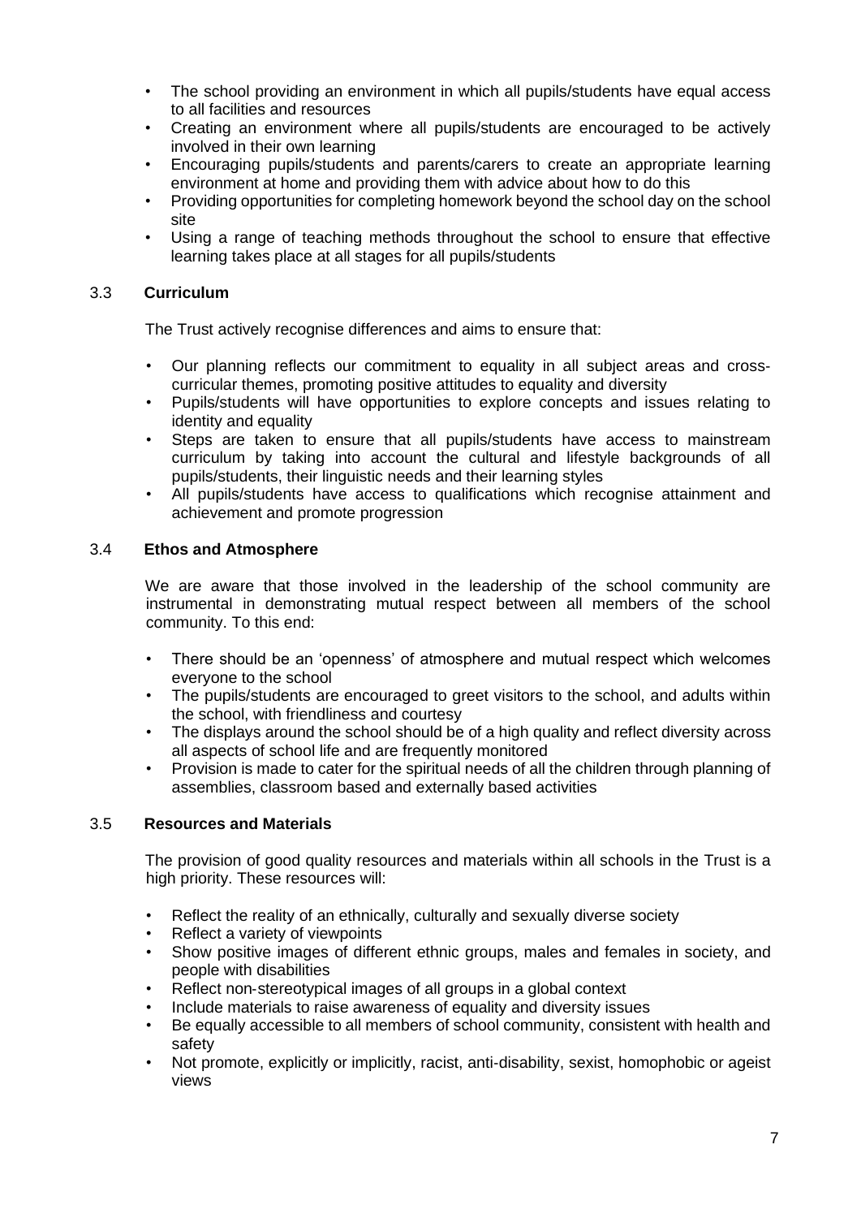- The school providing an environment in which all pupils/students have equal access to all facilities and resources
- Creating an environment where all pupils/students are encouraged to be actively involved in their own learning
- Encouraging pupils/students and parents/carers to create an appropriate learning environment at home and providing them with advice about how to do this
- Providing opportunities for completing homework beyond the school day on the school site
- Using a range of teaching methods throughout the school to ensure that effective learning takes place at all stages for all pupils/students

### 3.3 Curriculum

The Trust actively recognise differences and aims to ensure that:

- Our planning reflects our commitment to equality in all subject areas and cross-curricular themes, promoting positive attitudes to equality and diversity
- Pupils/students will have opportunities to explore concepts and issues relating to identity and equality
- Steps are taken to ensure that all pupils/students have access to mainstream curriculum by taking into account the cultural and lifestyle backgrounds of all pupils/students, their linguistic needs and their learning styles
- All pupils/students have access to qualifications which recognise attainment and achievement and promote progression

### 3.4 Ethos and Atmosphere

We are aware that those involved in the leadership of the school community are instrumental in demonstrating mutual respect between all members of the school community. To this end:

- There should be an 'openness' of atmosphere and mutual respect which welcomes everyone to the school
- The pupils/students are encouraged to greet visitors to the school, and adults within the school, with friendliness and courtesy
- The displays around the school should be of a high quality and reflect diversity across all aspects of school life and are frequently monitored
- Provision is made to cater for the spiritual needs of all the children through planning of assemblies, classroom based and externally based activities

### 3.5 Resources and Materials

The provision of good quality resources and materials within all schools in the Trust is a high priority. These resources will:

- Reflect the reality of an ethnically, culturally and sexually diverse society
- Reflect a variety of viewpoints
- Show positive images of different ethnic groups, males and females in society, and people with disabilities
- Reflect non-stereotypical images of all groups in a global context
- Include materials to raise awareness of equality and diversity issues
- Be equally accessible to all members of school community, consistent with health and safety
- Not promote, explicitly or implicitly, racist, anti-disability, sexist, homophobic or ageist views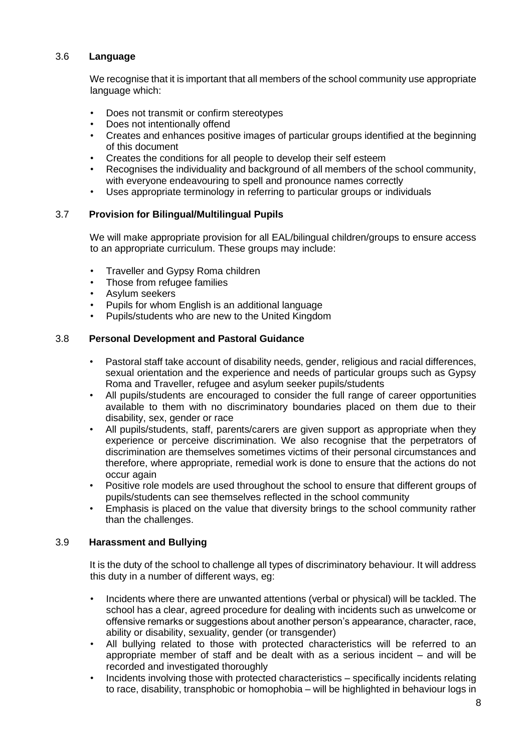### 3.6 Language

We recognise that it is important that all members of the school community use appropriate language which:

- Does not transmit or confirm stereotypes
- Does not intentionally offend
- Creates and enhances positive images of particular groups identified at the beginning of this document
- Creates the conditions for all people to develop their self esteem
- Recognises the individuality and background of all members of the school community, with everyone endeavouring to spell and pronounce names correctly
- Uses appropriate terminology in referring to particular groups or individuals

### 3.7 Provision for Bilingual/Multilingual Pupils

We will make appropriate provision for all EAL/bilingual children/groups to ensure access to an appropriate curriculum. These groups may include:

- Traveller and Gypsy Roma children
- Those from refugee families
- Asylum seekers
- Pupils for whom English is an additional language
- Pupils/students who are new to the United Kingdom

### 3.8 Personal Development and Pastoral Guidance

- Pastoral staff take account of disability needs, gender, religious and racial differences, sexual orientation and the experience and needs of particular groups such as Gypsy Roma and Traveller, refugee and asylum seeker pupils/students
- All pupils/students are encouraged to consider the full range of career opportunities available to them with no discriminatory boundaries placed on them due to their disability, sex, gender or race
- All pupils/students, staff, parents/carers are given support as appropriate when they experience or perceive discrimination. We also recognise that the perpetrators of discrimination are themselves sometimes victims of their personal circumstances and therefore, where appropriate, remedial work is done to ensure that the actions do not occur again
- Positive role models are used throughout the school to ensure that different groups of pupils/students can see themselves reflected in the school community
- Emphasis is placed on the value that diversity brings to the school community rather than the challenges.

### 3.9 Harassment and Bullying

It is the duty of the school to challenge all types of discriminatory behaviour. It will address this duty in a number of different ways, eg:

- Incidents where there are unwanted attentions (verbal or physical) will be tackled. The school has a clear, agreed procedure for dealing with incidents such as unwelcome or offensive remarks or suggestions about another person's appearance, character, race, ability or disability, sexuality, gender (or transgender)
- All bullying related to those with protected characteristics will be referred to an appropriate member of staff and be dealt with as a serious incident – and will be recorded and investigated thoroughly
- Incidents involving those with protected characteristics – specifically incidents relating to race, disability, transphobic or homophobia – will be highlighted in behaviour logs in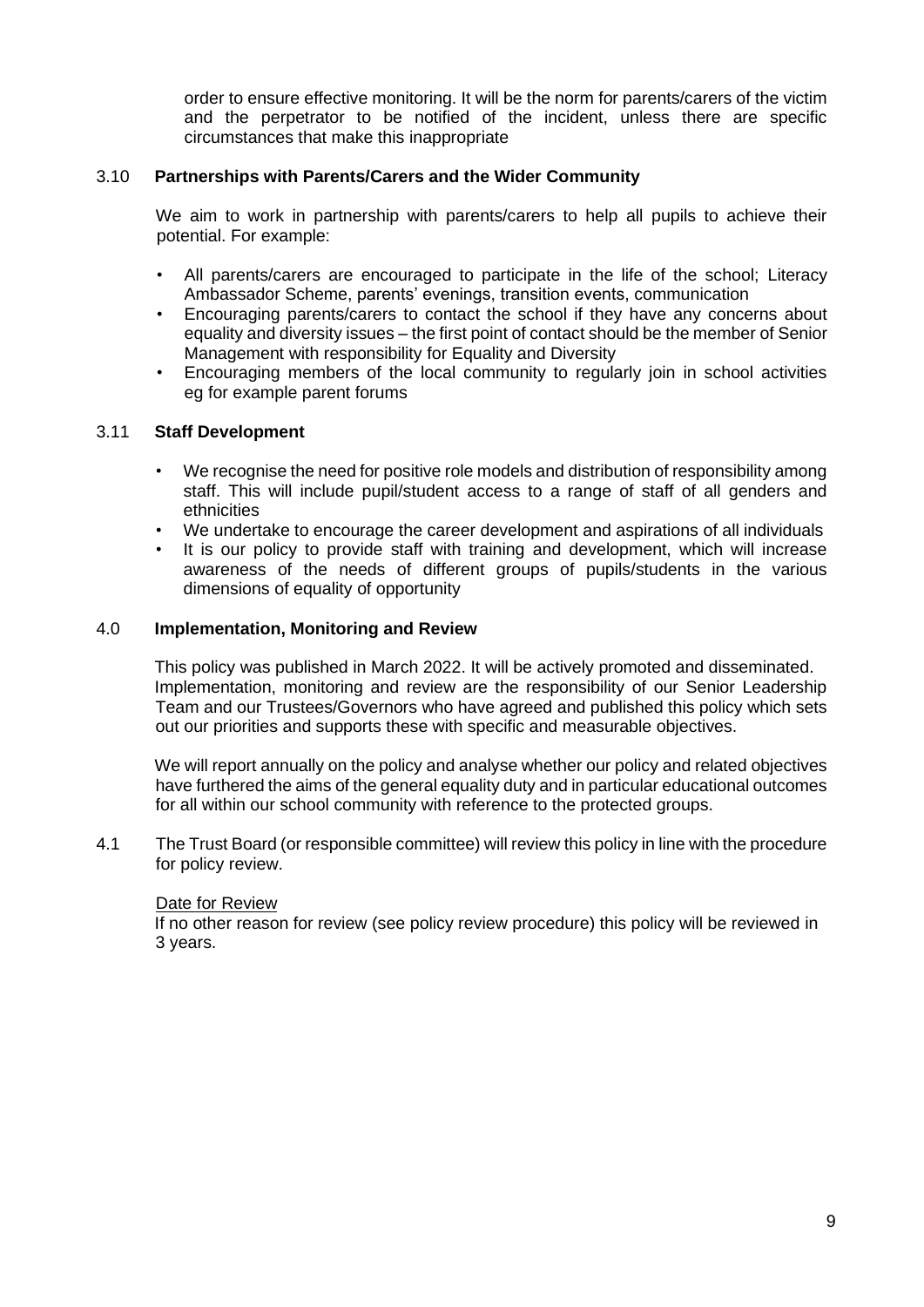order to ensure effective monitoring. It will be the norm for parents/carers of the victim and the perpetrator to be notified of the incident, unless there are specific circumstances that make this inappropriate

### 3.10 Partnerships with Parents/Carers and the Wider Community

We aim to work in partnership with parents/carers to help all pupils to achieve their potential. For example:

- All parents/carers are encouraged to participate in the life of the school; Literacy Ambassador Scheme, parents' evenings, transition events, communication
- Encouraging parents/carers to contact the school if they have any concerns about equality and diversity issues – the first point of contact should be the member of Senior Management with responsibility for Equality and Diversity
- Encouraging members of the local community to regularly join in school activities eg for example parent forums

### 3.11 Staff Development

- We recognise the need for positive role models and distribution of responsibility among staff. This will include pupil/student access to a range of staff of all genders and ethnicities
- We undertake to encourage the career development and aspirations of all individuals
- It is our policy to provide staff with training and development, which will increase awareness of the needs of different groups of pupils/students in the various dimensions of equality of opportunity

## 4.0 Implementation, Monitoring and Review

This policy was published in March 2022. It will be actively promoted and disseminated. Implementation, monitoring and review are the responsibility of our Senior Leadership Team and our Trustees/Governors who have agreed and published this policy which sets out our priorities and supports these with specific and measurable objectives.

We will report annually on the policy and analyse whether our policy and related objectives have furthered the aims of the general equality duty and in particular educational outcomes for all within our school community with reference to the protected groups.

4.1 The Trust Board (or responsible committee) will review this policy in line with the procedure for policy review.

Date for Review

If no other reason for review (see policy review procedure) this policy will be reviewed in 3 years.